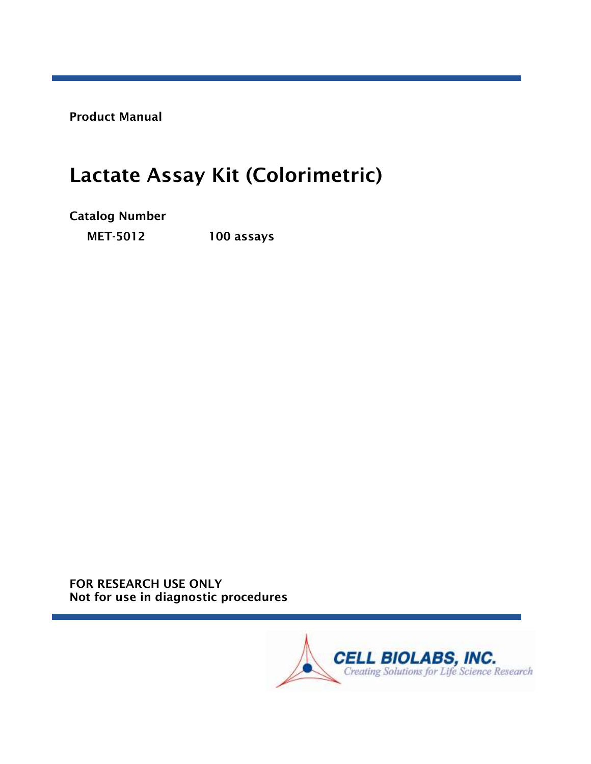Product Manual

# Lactate Assay Kit (Colorimetric)

**Catalog Number**

| | |
|---|---|
| MET-5012 | 100 assays |

**FOR RESEARCH USE ONLY**
**Not for use in diagnostic procedures**

CELL BIOLABS, INC.
*Creating Solutions for Life Science Research*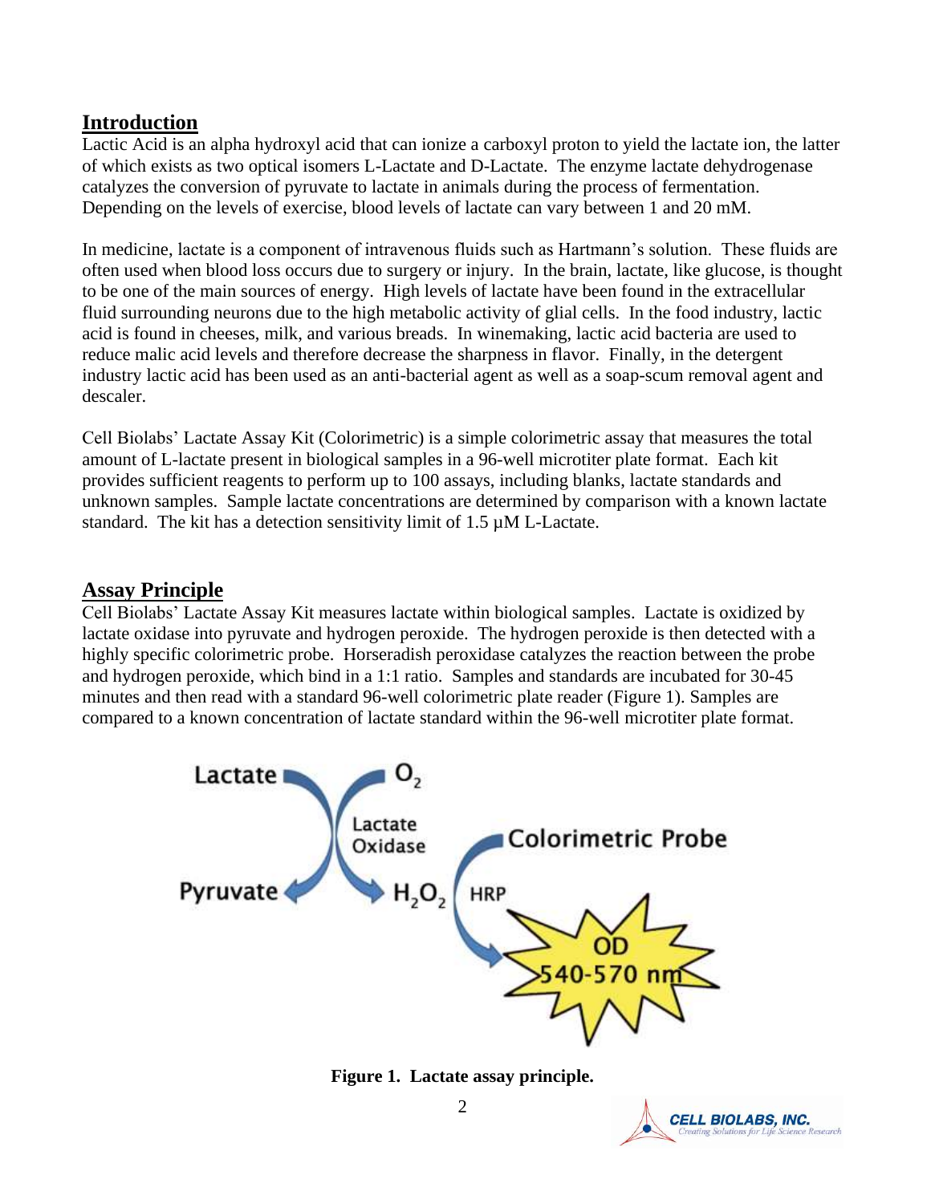## Introduction

Lactic Acid is an alpha hydroxyl acid that can ionize a carboxyl proton to yield the lactate ion, the latter of which exists as two optical isomers L-Lactate and D-Lactate. The enzyme lactate dehydrogenase catalyzes the conversion of pyruvate to lactate in animals during the process of fermentation. Depending on the levels of exercise, blood levels of lactate can vary between 1 and 20 mM.

In medicine, lactate is a component of intravenous fluids such as Hartmann's solution. These fluids are often used when blood loss occurs due to surgery or injury. In the brain, lactate, like glucose, is thought to be one of the main sources of energy. High levels of lactate have been found in the extracellular fluid surrounding neurons due to the high metabolic activity of glial cells. In the food industry, lactic acid is found in cheeses, milk, and various breads. In winemaking, lactic acid bacteria are used to reduce malic acid levels and therefore decrease the sharpness in flavor. Finally, in the detergent industry lactic acid has been used as an anti-bacterial agent as well as a soap-scum removal agent and descaler.

Cell Biolabs' Lactate Assay Kit (Colorimetric) is a simple colorimetric assay that measures the total amount of L-lactate present in biological samples in a 96-well microtiter plate format. Each kit provides sufficient reagents to perform up to 100 assays, including blanks, lactate standards and unknown samples. Sample lactate concentrations are determined by comparison with a known lactate standard. The kit has a detection sensitivity limit of 1.5 µM L-Lactate.

## Assay Principle

Cell Biolabs' Lactate Assay Kit measures lactate within biological samples. Lactate is oxidized by lactate oxidase into pyruvate and hydrogen peroxide. The hydrogen peroxide is then detected with a highly specific colorimetric probe. Horseradish peroxidase catalyzes the reaction between the probe and hydrogen peroxide, which bind in a 1:1 ratio. Samples and standards are incubated for 30-45 minutes and then read with a standard 96-well colorimetric plate reader (Figure 1). Samples are compared to a known concentration of lactate standard within the 96-well microtiter plate format.

Lactate + $O_2$ → (Lactate Oxidase) → Pyruvate + $H_2O_2$

$H_2O_2$ + Colorimetric Probe → (HRP) → OD 540-570 nm

**Figure 1. Lactate assay principle.**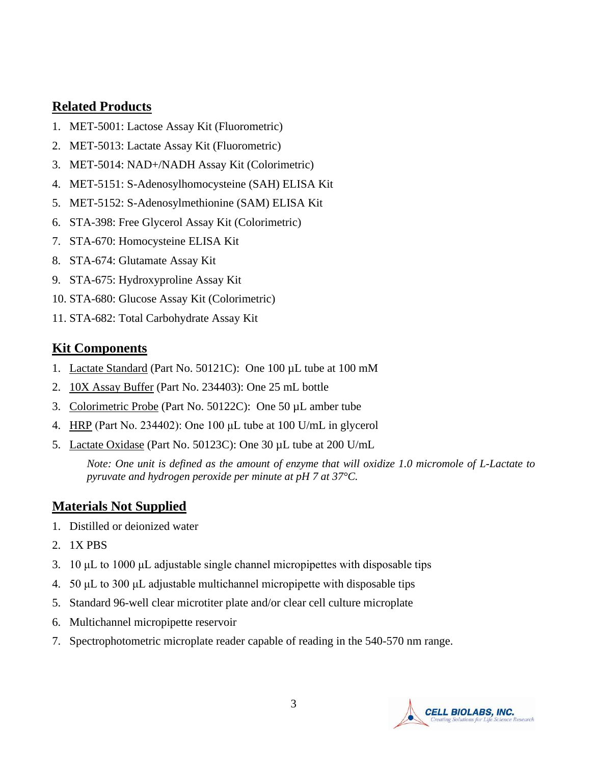## Related Products

1. MET-5001: Lactose Assay Kit (Fluorometric)
2. MET-5013: Lactate Assay Kit (Fluorometric)
3. MET-5014: NAD+/NADH Assay Kit (Colorimetric)
4. MET-5151: S-Adenosylhomocysteine (SAH) ELISA Kit
5. MET-5152: S-Adenosylmethionine (SAM) ELISA Kit
6. STA-398: Free Glycerol Assay Kit (Colorimetric)
7. STA-670: Homocysteine ELISA Kit
8. STA-674: Glutamate Assay Kit
9. STA-675: Hydroxyproline Assay Kit
10. STA-680: Glucose Assay Kit (Colorimetric)
11. STA-682: Total Carbohydrate Assay Kit

## Kit Components

1. Lactate Standard (Part No. 50121C): One 100 µL tube at 100 mM
2. 10X Assay Buffer (Part No. 234403): One 25 mL bottle
3. Colorimetric Probe (Part No. 50122C): One 50 µL amber tube
4. HRP (Part No. 234402): One 100 µL tube at 100 U/mL in glycerol
5. Lactate Oxidase (Part No. 50123C): One 30 µL tube at 200 U/mL

   *Note: One unit is defined as the amount of enzyme that will oxidize 1.0 micromole of L-Lactate to pyruvate and hydrogen peroxide per minute at pH 7 at 37°C.*

## Materials Not Supplied

1. Distilled or deionized water
2. 1X PBS
3. 10 µL to 1000 µL adjustable single channel micropipettes with disposable tips
4. 50 µL to 300 µL adjustable multichannel micropipette with disposable tips
5. Standard 96-well clear microtiter plate and/or clear cell culture microplate
6. Multichannel micropipette reservoir
7. Spectrophotometric microplate reader capable of reading in the 540-570 nm range.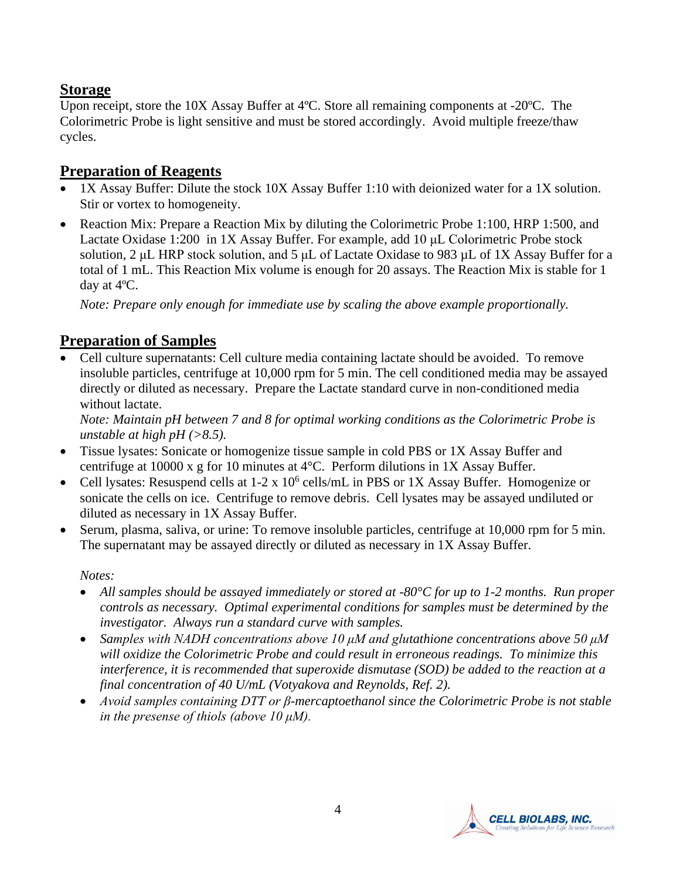## Storage

Upon receipt, store the 10X Assay Buffer at 4ºC. Store all remaining components at -20ºC. The Colorimetric Probe is light sensitive and must be stored accordingly. Avoid multiple freeze/thaw cycles.

## Preparation of Reagents

- 1X Assay Buffer: Dilute the stock 10X Assay Buffer 1:10 with deionized water for a 1X solution. Stir or vortex to homogeneity.
- Reaction Mix: Prepare a Reaction Mix by diluting the Colorimetric Probe 1:100, HRP 1:500, and Lactate Oxidase 1:200 in 1X Assay Buffer. For example, add 10 µL Colorimetric Probe stock solution, 2 µL HRP stock solution, and 5 µL of Lactate Oxidase to 983 µL of 1X Assay Buffer for a total of 1 mL. This Reaction Mix volume is enough for 20 assays. The Reaction Mix is stable for 1 day at 4ºC.

  *Note: Prepare only enough for immediate use by scaling the above example proportionally.*

## Preparation of Samples

- Cell culture supernatants: Cell culture media containing lactate should be avoided. To remove insoluble particles, centrifuge at 10,000 rpm for 5 min. The cell conditioned media may be assayed directly or diluted as necessary. Prepare the Lactate standard curve in non-conditioned media without lactate.

  *Note: Maintain pH between 7 and 8 for optimal working conditions as the Colorimetric Probe is unstable at high pH (>8.5).*
- Tissue lysates: Sonicate or homogenize tissue sample in cold PBS or 1X Assay Buffer and centrifuge at 10000 x g for 10 minutes at 4°C. Perform dilutions in 1X Assay Buffer.
- Cell lysates: Resuspend cells at 1-2 x $10^6$ cells/mL in PBS or 1X Assay Buffer. Homogenize or sonicate the cells on ice. Centrifuge to remove debris. Cell lysates may be assayed undiluted or diluted as necessary in 1X Assay Buffer.
- Serum, plasma, saliva, or urine: To remove insoluble particles, centrifuge at 10,000 rpm for 5 min. The supernatant may be assayed directly or diluted as necessary in 1X Assay Buffer.

  *Notes:*
  - *All samples should be assayed immediately or stored at -80°C for up to 1-2 months. Run proper controls as necessary. Optimal experimental conditions for samples must be determined by the investigator. Always run a standard curve with samples.*
  - *Samples with NADH concentrations above 10 µM and glutathione concentrations above 50 µM will oxidize the Colorimetric Probe and could result in erroneous readings. To minimize this interference, it is recommended that superoxide dismutase (SOD) be added to the reaction at a final concentration of 40 U/mL (Votyakova and Reynolds, Ref. 2).*
  - *Avoid samples containing DTT or β-mercaptoethanol since the Colorimetric Probe is not stable in the presense of thiols (above 10 µM).*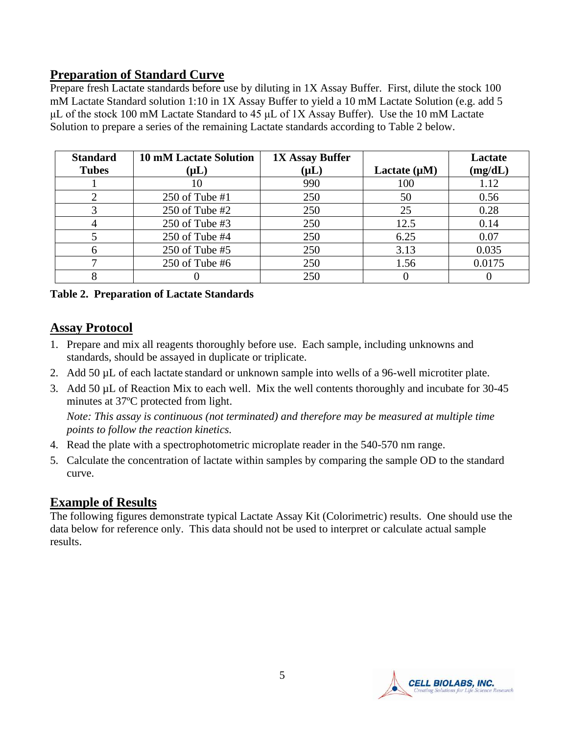## Preparation of Standard Curve

Prepare fresh Lactate standards before use by diluting in 1X Assay Buffer. First, dilute the stock 100 mM Lactate Standard solution 1:10 in 1X Assay Buffer to yield a 10 mM Lactate Solution (e.g. add 5 µL of the stock 100 mM Lactate Standard to 45 µL of 1X Assay Buffer). Use the 10 mM Lactate Solution to prepare a series of the remaining Lactate standards according to Table 2 below.

| Standard Tubes | 10 mM Lactate Solution (µL) | 1X Assay Buffer (µL) | Lactate (µM) | Lactate (mg/dL) |
|---|---|---|---|---|
| 1 | 10 | 990 | 100 | 1.12 |
| 2 | 250 of Tube #1 | 250 | 50 | 0.56 |
| 3 | 250 of Tube #2 | 250 | 25 | 0.28 |
| 4 | 250 of Tube #3 | 250 | 12.5 | 0.14 |
| 5 | 250 of Tube #4 | 250 | 6.25 | 0.07 |
| 6 | 250 of Tube #5 | 250 | 3.13 | 0.035 |
| 7 | 250 of Tube #6 | 250 | 1.56 | 0.0175 |
| 8 | 0 | 250 | 0 | 0 |

**Table 2. Preparation of Lactate Standards**

## Assay Protocol

1. Prepare and mix all reagents thoroughly before use. Each sample, including unknowns and standards, should be assayed in duplicate or triplicate.
2. Add 50 µL of each lactate standard or unknown sample into wells of a 96-well microtiter plate.
3. Add 50 µL of Reaction Mix to each well. Mix the well contents thoroughly and incubate for 30-45 minutes at 37ºC protected from light.

   *Note: This assay is continuous (not terminated) and therefore may be measured at multiple time points to follow the reaction kinetics.*
4. Read the plate with a spectrophotometric microplate reader in the 540-570 nm range.
5. Calculate the concentration of lactate within samples by comparing the sample OD to the standard curve.

## Example of Results

The following figures demonstrate typical Lactate Assay Kit (Colorimetric) results. One should use the data below for reference only. This data should not be used to interpret or calculate actual sample results.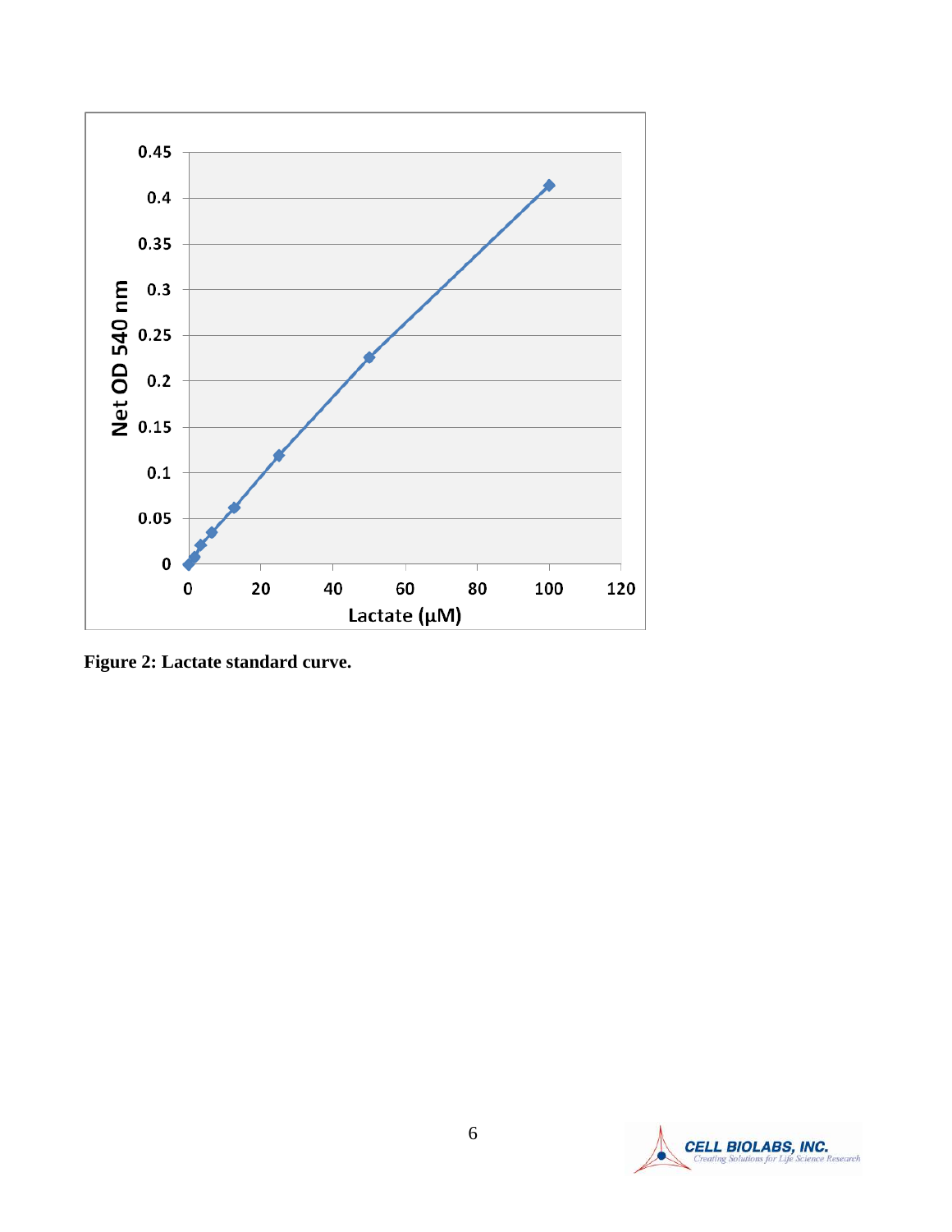**Figure 2: Lactate standard curve.**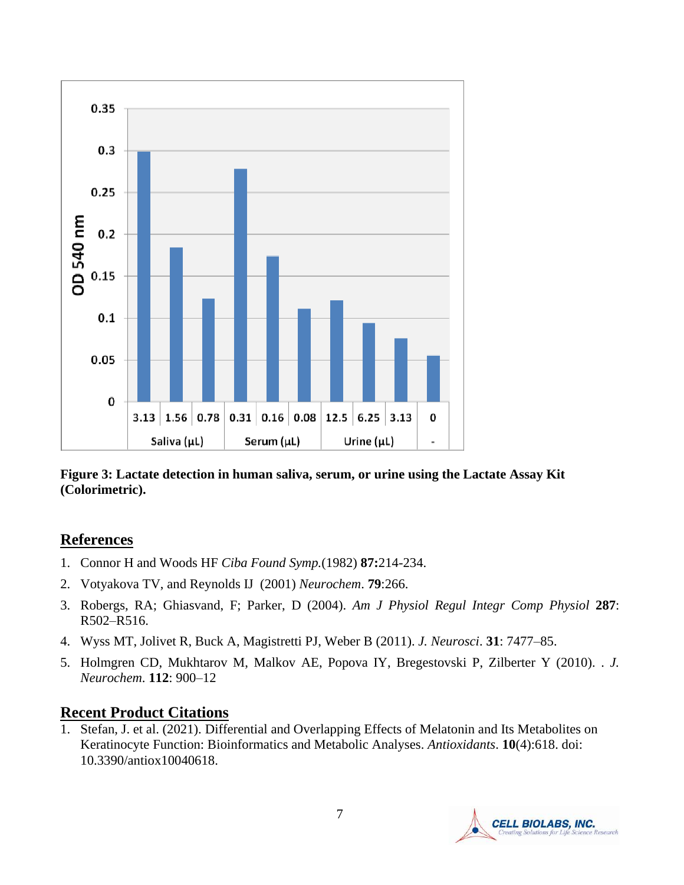**Figure 3: Lactate detection in human saliva, serum, or urine using the Lactate Assay Kit (Colorimetric).**

## References

1. Connor H and Woods HF *Ciba Found Symp.*(1982) **87:**214-234.
2. Votyakova TV, and Reynolds IJ (2001) *Neurochem*. **79**:266.
3. Robergs, RA; Ghiasvand, F; Parker, D (2004). *Am J Physiol Regul Integr Comp Physiol* **287**: R502–R516.
4. Wyss MT, Jolivet R, Buck A, Magistretti PJ, Weber B (2011). *J. Neurosci*. **31**: 7477–85.
5. Holmgren CD, Mukhtarov M, Malkov AE, Popova IY, Bregestovski P, Zilberter Y (2010). . *J. Neurochem*. **112**: 900–12

## Recent Product Citations

1. Stefan, J. et al. (2021). Differential and Overlapping Effects of Melatonin and Its Metabolites on Keratinocyte Function: Bioinformatics and Metabolic Analyses. *Antioxidants*. **10**(4):618. doi: 10.3390/antiox10040618.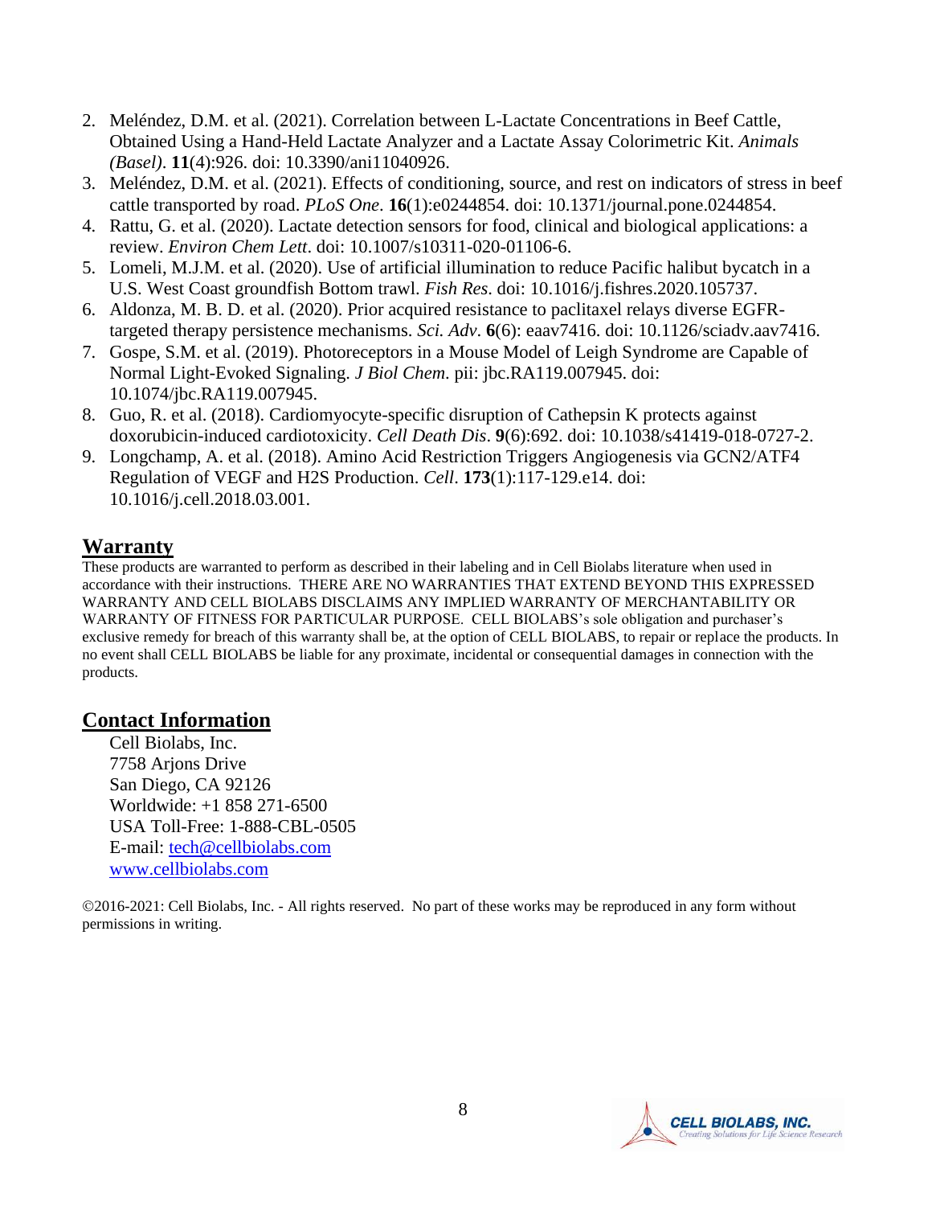2. Meléndez, D.M. et al. (2021). Correlation between L-Lactate Concentrations in Beef Cattle, Obtained Using a Hand-Held Lactate Analyzer and a Lactate Assay Colorimetric Kit. *Animals (Basel)*. **11**(4):926. doi: 10.3390/ani11040926.
3. Meléndez, D.M. et al. (2021). Effects of conditioning, source, and rest on indicators of stress in beef cattle transported by road. *PLoS One*. **16**(1):e0244854. doi: 10.1371/journal.pone.0244854.
4. Rattu, G. et al. (2020). Lactate detection sensors for food, clinical and biological applications: a review. *Environ Chem Lett*. doi: 10.1007/s10311-020-01106-6.
5. Lomeli, M.J.M. et al. (2020). Use of artificial illumination to reduce Pacific halibut bycatch in a U.S. West Coast groundfish Bottom trawl. *Fish Res*. doi: 10.1016/j.fishres.2020.105737.
6. Aldonza, M. B. D. et al. (2020). Prior acquired resistance to paclitaxel relays diverse EGFR-targeted therapy persistence mechanisms. *Sci. Adv*. **6**(6): eaav7416. doi: 10.1126/sciadv.aav7416.
7. Gospe, S.M. et al. (2019). Photoreceptors in a Mouse Model of Leigh Syndrome are Capable of Normal Light-Evoked Signaling. *J Biol Chem*. pii: jbc.RA119.007945. doi: 10.1074/jbc.RA119.007945.
8. Guo, R. et al. (2018). Cardiomyocyte-specific disruption of Cathepsin K protects against doxorubicin-induced cardiotoxicity. *Cell Death Dis*. **9**(6):692. doi: 10.1038/s41419-018-0727-2.
9. Longchamp, A. et al. (2018). Amino Acid Restriction Triggers Angiogenesis via GCN2/ATF4 Regulation of VEGF and H2S Production. *Cell*. **173**(1):117-129.e14. doi: 10.1016/j.cell.2018.03.001.

## Warranty

These products are warranted to perform as described in their labeling and in Cell Biolabs literature when used in accordance with their instructions. THERE ARE NO WARRANTIES THAT EXTEND BEYOND THIS EXPRESSED WARRANTY AND CELL BIOLABS DISCLAIMS ANY IMPLIED WARRANTY OF MERCHANTABILITY OR WARRANTY OF FITNESS FOR PARTICULAR PURPOSE. CELL BIOLABS's sole obligation and purchaser's exclusive remedy for breach of this warranty shall be, at the option of CELL BIOLABS, to repair or replace the products. In no event shall CELL BIOLABS be liable for any proximate, incidental or consequential damages in connection with the products.

## Contact Information

Cell Biolabs, Inc.
7758 Arjons Drive
San Diego, CA 92126
Worldwide: +1 858 271-6500
USA Toll-Free: 1-888-CBL-0505
E-mail: tech@cellbiolabs.com
www.cellbiolabs.com

©2016-2021: Cell Biolabs, Inc. - All rights reserved. No part of these works may be reproduced in any form without permissions in writing.